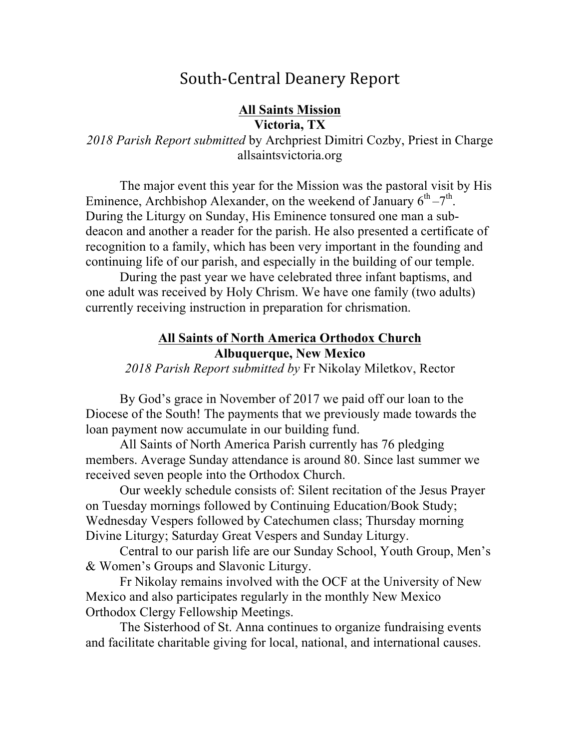# South-Central Deanery Report

## All Saints Mission
**Victoria, TX**

*2018 Parish Report submitted* by Archpriest Dimitri Cozby, Priest in Charge
allsaintsvictoria.org

The major event this year for the Mission was the pastoral visit by His Eminence, Archbishop Alexander, on the weekend of January 6th –7th. During the Liturgy on Sunday, His Eminence tonsured one man a sub-deacon and another a reader for the parish. He also presented a certificate of recognition to a family, which has been very important in the founding and continuing life of our parish, and especially in the building of our temple.

During the past year we have celebrated three infant baptisms, and one adult was received by Holy Chrism. We have one family (two adults) currently receiving instruction in preparation for chrismation.

## All Saints of North America Orthodox Church
**Albuquerque, New Mexico**

*2018 Parish Report submitted by* Fr Nikolay Miletkov, Rector

By God's grace in November of 2017 we paid off our loan to the Diocese of the South! The payments that we previously made towards the loan payment now accumulate in our building fund.

All Saints of North America Parish currently has 76 pledging members. Average Sunday attendance is around 80. Since last summer we received seven people into the Orthodox Church.

Our weekly schedule consists of: Silent recitation of the Jesus Prayer on Tuesday mornings followed by Continuing Education/Book Study; Wednesday Vespers followed by Catechumen class; Thursday morning Divine Liturgy; Saturday Great Vespers and Sunday Liturgy.

Central to our parish life are our Sunday School, Youth Group, Men's & Women's Groups and Slavonic Liturgy.

Fr Nikolay remains involved with the OCF at the University of New Mexico and also participates regularly in the monthly New Mexico Orthodox Clergy Fellowship Meetings.

The Sisterhood of St. Anna continues to organize fundraising events and facilitate charitable giving for local, national, and international causes.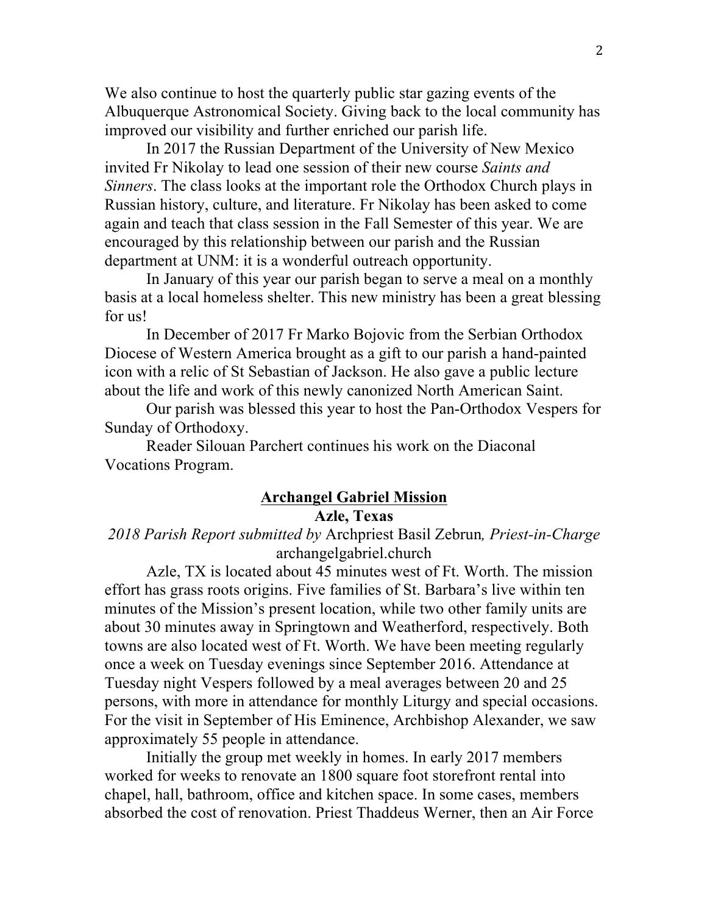We also continue to host the quarterly public star gazing events of the Albuquerque Astronomical Society. Giving back to the local community has improved our visibility and further enriched our parish life.

In 2017 the Russian Department of the University of New Mexico invited Fr Nikolay to lead one session of their new course *Saints and Sinners*. The class looks at the important role the Orthodox Church plays in Russian history, culture, and literature. Fr Nikolay has been asked to come again and teach that class session in the Fall Semester of this year. We are encouraged by this relationship between our parish and the Russian department at UNM: it is a wonderful outreach opportunity.

In January of this year our parish began to serve a meal on a monthly basis at a local homeless shelter. This new ministry has been a great blessing for us!

In December of 2017 Fr Marko Bojovic from the Serbian Orthodox Diocese of Western America brought as a gift to our parish a hand-painted icon with a relic of St Sebastian of Jackson. He also gave a public lecture about the life and work of this newly canonized North American Saint.

Our parish was blessed this year to host the Pan-Orthodox Vespers for Sunday of Orthodoxy.

Reader Silouan Parchert continues his work on the Diaconal Vocations Program.

## Archangel Gabriel Mission

**Azle, Texas**

*2018 Parish Report submitted by* Archpriest Basil Zebrun*, Priest-in-Charge*
archangelgabriel.church

Azle, TX is located about 45 minutes west of Ft. Worth. The mission effort has grass roots origins. Five families of St. Barbara's live within ten minutes of the Mission's present location, while two other family units are about 30 minutes away in Springtown and Weatherford, respectively. Both towns are also located west of Ft. Worth. We have been meeting regularly once a week on Tuesday evenings since September 2016. Attendance at Tuesday night Vespers followed by a meal averages between 20 and 25 persons, with more in attendance for monthly Liturgy and special occasions. For the visit in September of His Eminence, Archbishop Alexander, we saw approximately 55 people in attendance.

Initially the group met weekly in homes. In early 2017 members worked for weeks to renovate an 1800 square foot storefront rental into chapel, hall, bathroom, office and kitchen space. In some cases, members absorbed the cost of renovation. Priest Thaddeus Werner, then an Air Force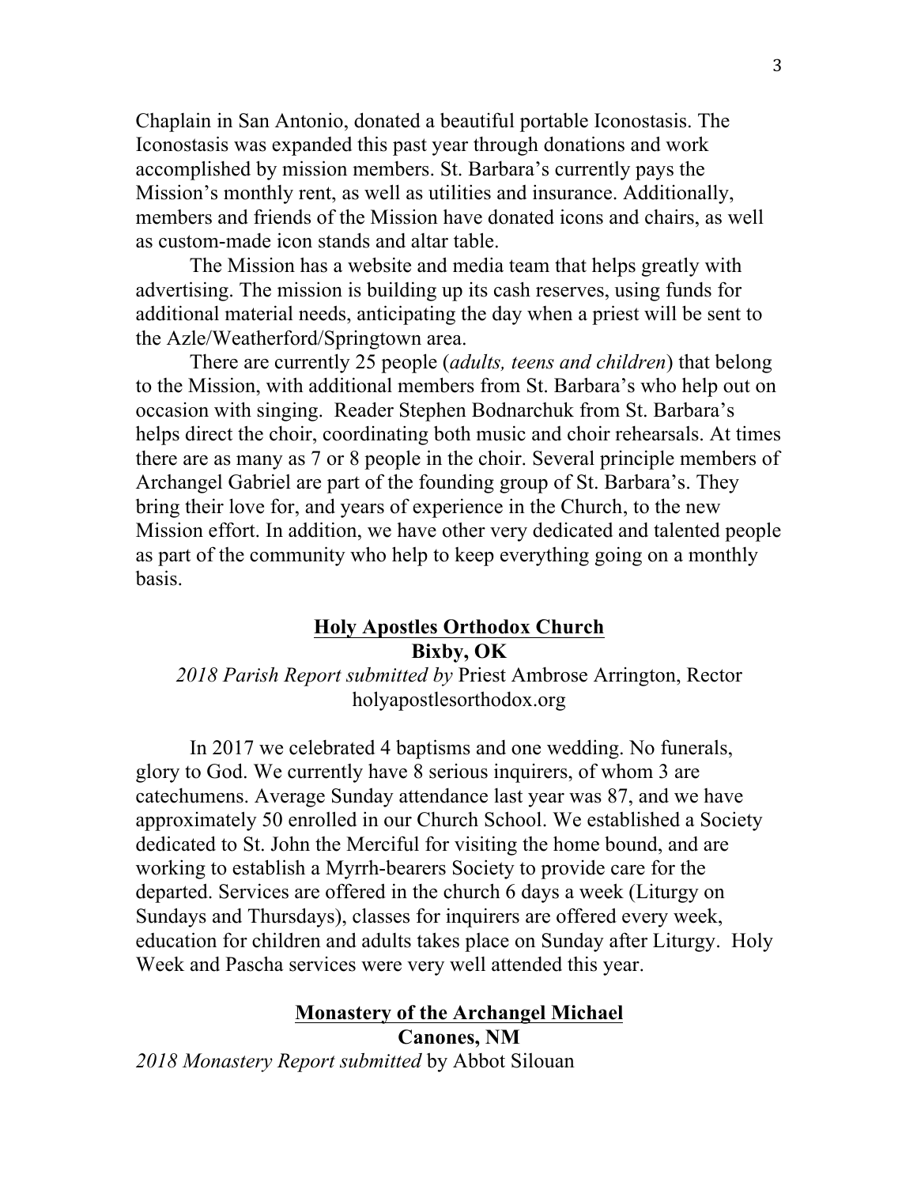Chaplain in San Antonio, donated a beautiful portable Iconostasis. The Iconostasis was expanded this past year through donations and work accomplished by mission members. St. Barbara's currently pays the Mission's monthly rent, as well as utilities and insurance. Additionally, members and friends of the Mission have donated icons and chairs, as well as custom-made icon stands and altar table.

The Mission has a website and media team that helps greatly with advertising. The mission is building up its cash reserves, using funds for additional material needs, anticipating the day when a priest will be sent to the Azle/Weatherford/Springtown area.

There are currently 25 people (*adults, teens and children*) that belong to the Mission, with additional members from St. Barbara's who help out on occasion with singing. Reader Stephen Bodnarchuk from St. Barbara's helps direct the choir, coordinating both music and choir rehearsals. At times there are as many as 7 or 8 people in the choir. Several principle members of Archangel Gabriel are part of the founding group of St. Barbara's. They bring their love for, and years of experience in the Church, to the new Mission effort. In addition, we have other very dedicated and talented people as part of the community who help to keep everything going on a monthly basis.

## Holy Apostles Orthodox Church

**Bixby, OK**

*2018 Parish Report submitted by* Priest Ambrose Arrington, Rector
holyapostlesorthodox.org

In 2017 we celebrated 4 baptisms and one wedding. No funerals, glory to God. We currently have 8 serious inquirers, of whom 3 are catechumens. Average Sunday attendance last year was 87, and we have approximately 50 enrolled in our Church School. We established a Society dedicated to St. John the Merciful for visiting the home bound, and are working to establish a Myrrh-bearers Society to provide care for the departed. Services are offered in the church 6 days a week (Liturgy on Sundays and Thursdays), classes for inquirers are offered every week, education for children and adults takes place on Sunday after Liturgy. Holy Week and Pascha services were very well attended this year.

## Monastery of the Archangel Michael

**Canones, NM**

*2018 Monastery Report submitted* by Abbot Silouan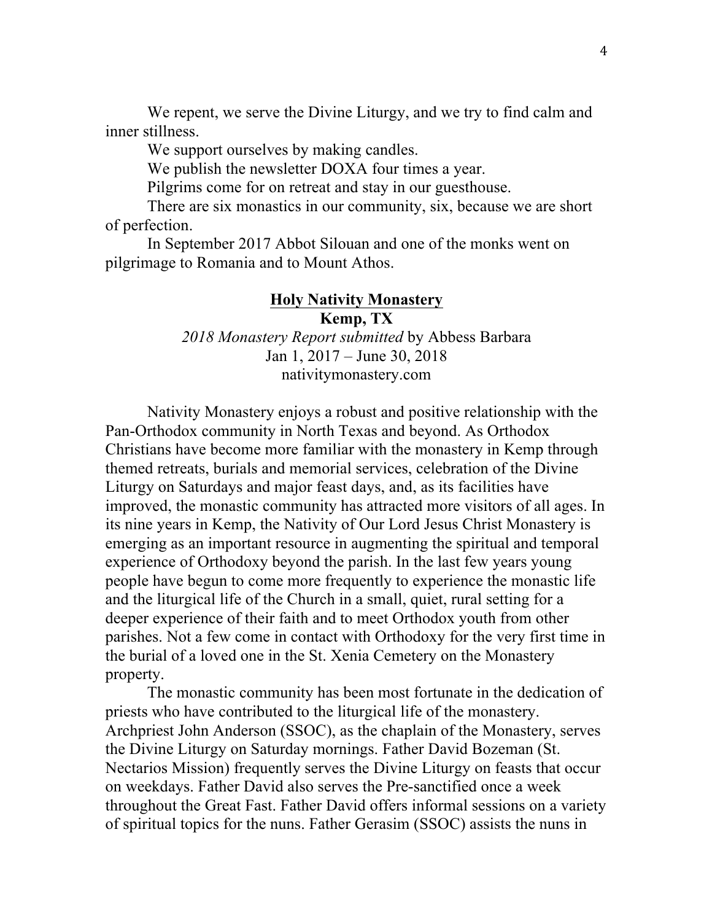We repent, we serve the Divine Liturgy, and we try to find calm and inner stillness.

We support ourselves by making candles.

We publish the newsletter DOXA four times a year.

Pilgrims come for on retreat and stay in our guesthouse.

There are six monastics in our community, six, because we are short of perfection.

In September 2017 Abbot Silouan and one of the monks went on pilgrimage to Romania and to Mount Athos.

## Holy Nativity Monastery

**Kemp, TX**

*2018 Monastery Report submitted* by Abbess Barbara

Jan 1, 2017 – June 30, 2018

nativitymonastery.com

Nativity Monastery enjoys a robust and positive relationship with the Pan-Orthodox community in North Texas and beyond. As Orthodox Christians have become more familiar with the monastery in Kemp through themed retreats, burials and memorial services, celebration of the Divine Liturgy on Saturdays and major feast days, and, as its facilities have improved, the monastic community has attracted more visitors of all ages. In its nine years in Kemp, the Nativity of Our Lord Jesus Christ Monastery is emerging as an important resource in augmenting the spiritual and temporal experience of Orthodoxy beyond the parish. In the last few years young people have begun to come more frequently to experience the monastic life and the liturgical life of the Church in a small, quiet, rural setting for a deeper experience of their faith and to meet Orthodox youth from other parishes. Not a few come in contact with Orthodoxy for the very first time in the burial of a loved one in the St. Xenia Cemetery on the Monastery property.

The monastic community has been most fortunate in the dedication of priests who have contributed to the liturgical life of the monastery. Archpriest John Anderson (SSOC), as the chaplain of the Monastery, serves the Divine Liturgy on Saturday mornings. Father David Bozeman (St. Nectarios Mission) frequently serves the Divine Liturgy on feasts that occur on weekdays. Father David also serves the Pre-sanctified once a week throughout the Great Fast. Father David offers informal sessions on a variety of spiritual topics for the nuns. Father Gerasim (SSOC) assists the nuns in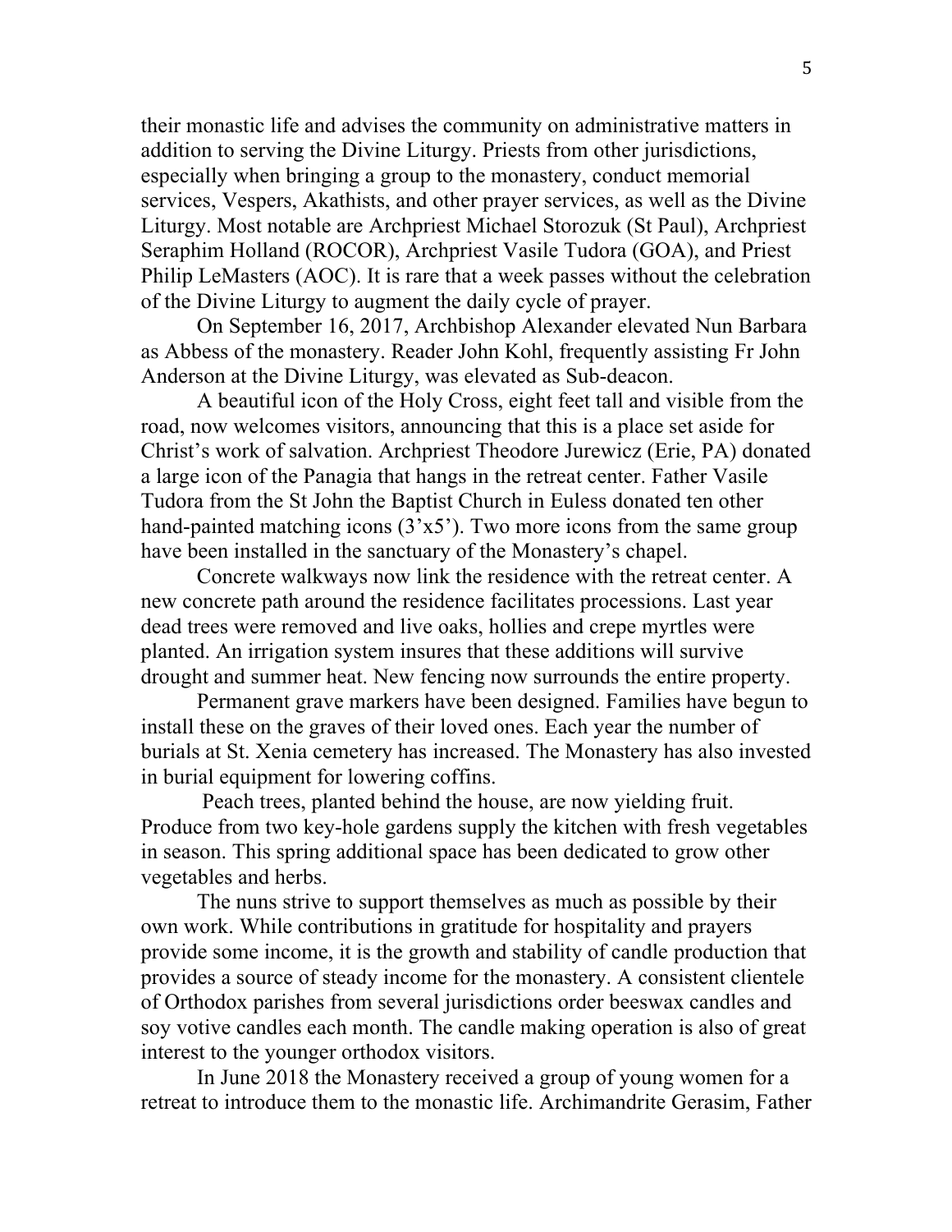their monastic life and advises the community on administrative matters in addition to serving the Divine Liturgy. Priests from other jurisdictions, especially when bringing a group to the monastery, conduct memorial services, Vespers, Akathists, and other prayer services, as well as the Divine Liturgy. Most notable are Archpriest Michael Storozuk (St Paul), Archpriest Seraphim Holland (ROCOR), Archpriest Vasile Tudora (GOA), and Priest Philip LeMasters (AOC). It is rare that a week passes without the celebration of the Divine Liturgy to augment the daily cycle of prayer.

On September 16, 2017, Archbishop Alexander elevated Nun Barbara as Abbess of the monastery. Reader John Kohl, frequently assisting Fr John Anderson at the Divine Liturgy, was elevated as Sub-deacon.

A beautiful icon of the Holy Cross, eight feet tall and visible from the road, now welcomes visitors, announcing that this is a place set aside for Christ's work of salvation. Archpriest Theodore Jurewicz (Erie, PA) donated a large icon of the Panagia that hangs in the retreat center. Father Vasile Tudora from the St John the Baptist Church in Euless donated ten other hand-painted matching icons (3'x5'). Two more icons from the same group have been installed in the sanctuary of the Monastery's chapel.

Concrete walkways now link the residence with the retreat center. A new concrete path around the residence facilitates processions. Last year dead trees were removed and live oaks, hollies and crepe myrtles were planted. An irrigation system insures that these additions will survive drought and summer heat. New fencing now surrounds the entire property.

Permanent grave markers have been designed. Families have begun to install these on the graves of their loved ones. Each year the number of burials at St. Xenia cemetery has increased. The Monastery has also invested in burial equipment for lowering coffins.

Peach trees, planted behind the house, are now yielding fruit. Produce from two key-hole gardens supply the kitchen with fresh vegetables in season. This spring additional space has been dedicated to grow other vegetables and herbs.

The nuns strive to support themselves as much as possible by their own work. While contributions in gratitude for hospitality and prayers provide some income, it is the growth and stability of candle production that provides a source of steady income for the monastery. A consistent clientele of Orthodox parishes from several jurisdictions order beeswax candles and soy votive candles each month. The candle making operation is also of great interest to the younger orthodox visitors.

In June 2018 the Monastery received a group of young women for a retreat to introduce them to the monastic life. Archimandrite Gerasim, Father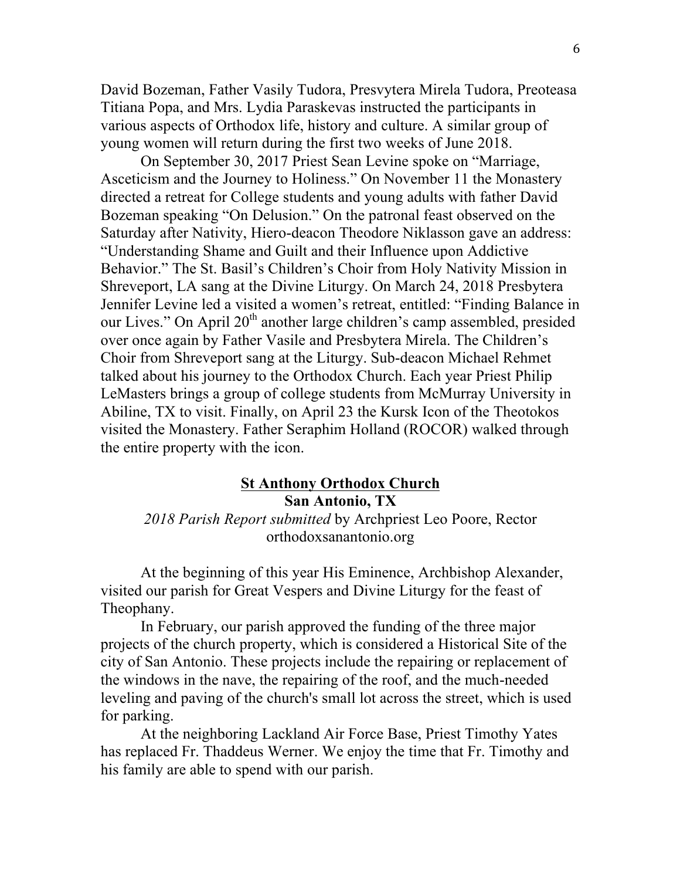David Bozeman, Father Vasily Tudora, Presvytera Mirela Tudora, Preoteasa Titiana Popa, and Mrs. Lydia Paraskevas instructed the participants in various aspects of Orthodox life, history and culture. A similar group of young women will return during the first two weeks of June 2018.

On September 30, 2017 Priest Sean Levine spoke on "Marriage, Asceticism and the Journey to Holiness." On November 11 the Monastery directed a retreat for College students and young adults with father David Bozeman speaking "On Delusion." On the patronal feast observed on the Saturday after Nativity, Hiero-deacon Theodore Niklasson gave an address: "Understanding Shame and Guilt and their Influence upon Addictive Behavior." The St. Basil's Children's Choir from Holy Nativity Mission in Shreveport, LA sang at the Divine Liturgy. On March 24, 2018 Presbytera Jennifer Levine led a visited a women's retreat, entitled: "Finding Balance in our Lives." On April 20th another large children's camp assembled, presided over once again by Father Vasile and Presbytera Mirela. The Children's Choir from Shreveport sang at the Liturgy. Sub-deacon Michael Rehmet talked about his journey to the Orthodox Church. Each year Priest Philip LeMasters brings a group of college students from McMurray University in Abiline, TX to visit. Finally, on April 23 the Kursk Icon of the Theotokos visited the Monastery. Father Seraphim Holland (ROCOR) walked through the entire property with the icon.

## St Anthony Orthodox Church
### San Antonio, TX

*2018 Parish Report submitted* by Archpriest Leo Poore, Rector
orthodoxsanantonio.org

At the beginning of this year His Eminence, Archbishop Alexander, visited our parish for Great Vespers and Divine Liturgy for the feast of Theophany.

In February, our parish approved the funding of the three major projects of the church property, which is considered a Historical Site of the city of San Antonio. These projects include the repairing or replacement of the windows in the nave, the repairing of the roof, and the much-needed leveling and paving of the church's small lot across the street, which is used for parking.

At the neighboring Lackland Air Force Base, Priest Timothy Yates has replaced Fr. Thaddeus Werner. We enjoy the time that Fr. Timothy and his family are able to spend with our parish.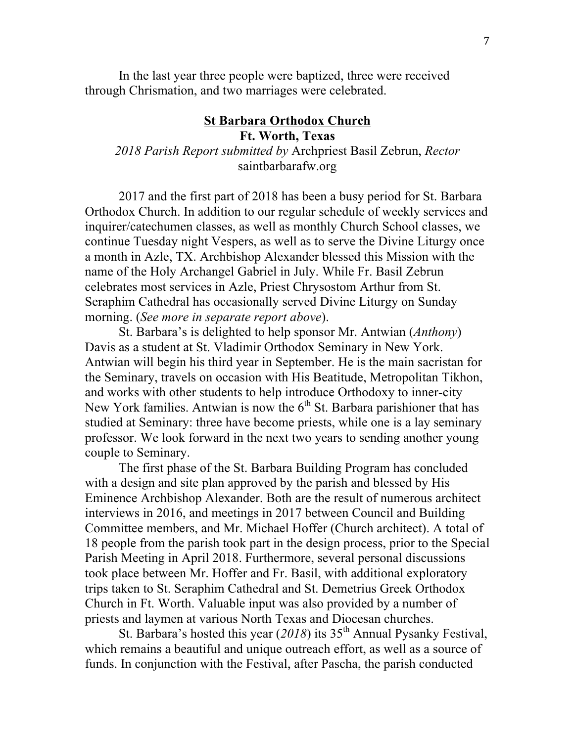In the last year three people were baptized, three were received through Chrismation, and two marriages were celebrated.

## St Barbara Orthodox Church

**Ft. Worth, Texas**

*2018 Parish Report submitted by* Archpriest Basil Zebrun, *Rector*
saintbarbarafw.org

2017 and the first part of 2018 has been a busy period for St. Barbara Orthodox Church. In addition to our regular schedule of weekly services and inquirer/catechumen classes, as well as monthly Church School classes, we continue Tuesday night Vespers, as well as to serve the Divine Liturgy once a month in Azle, TX. Archbishop Alexander blessed this Mission with the name of the Holy Archangel Gabriel in July. While Fr. Basil Zebrun celebrates most services in Azle, Priest Chrysostom Arthur from St. Seraphim Cathedral has occasionally served Divine Liturgy on Sunday morning. (*See more in separate report above*).

St. Barbara's is delighted to help sponsor Mr. Antwian (*Anthony*) Davis as a student at St. Vladimir Orthodox Seminary in New York. Antwian will begin his third year in September. He is the main sacristan for the Seminary, travels on occasion with His Beatitude, Metropolitan Tikhon, and works with other students to help introduce Orthodoxy to inner-city New York families. Antwian is now the 6th St. Barbara parishioner that has studied at Seminary: three have become priests, while one is a lay seminary professor. We look forward in the next two years to sending another young couple to Seminary.

The first phase of the St. Barbara Building Program has concluded with a design and site plan approved by the parish and blessed by His Eminence Archbishop Alexander. Both are the result of numerous architect interviews in 2016, and meetings in 2017 between Council and Building Committee members, and Mr. Michael Hoffer (Church architect). A total of 18 people from the parish took part in the design process, prior to the Special Parish Meeting in April 2018. Furthermore, several personal discussions took place between Mr. Hoffer and Fr. Basil, with additional exploratory trips taken to St. Seraphim Cathedral and St. Demetrius Greek Orthodox Church in Ft. Worth. Valuable input was also provided by a number of priests and laymen at various North Texas and Diocesan churches.

St. Barbara's hosted this year (*2018*) its 35th Annual Pysanky Festival, which remains a beautiful and unique outreach effort, as well as a source of funds. In conjunction with the Festival, after Pascha, the parish conducted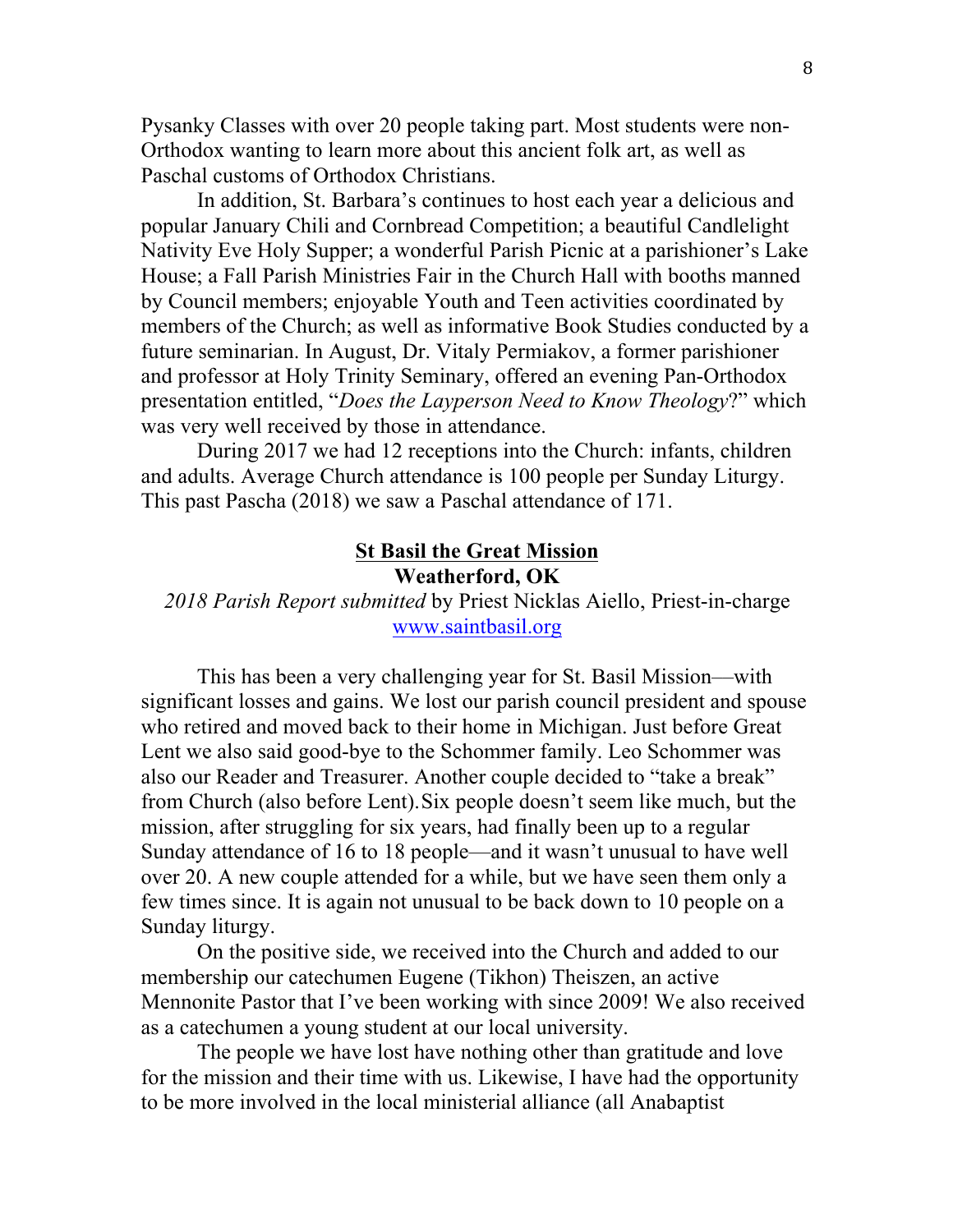Pysanky Classes with over 20 people taking part. Most students were non-Orthodox wanting to learn more about this ancient folk art, as well as Paschal customs of Orthodox Christians.

In addition, St. Barbara's continues to host each year a delicious and popular January Chili and Cornbread Competition; a beautiful Candlelight Nativity Eve Holy Supper; a wonderful Parish Picnic at a parishioner's Lake House; a Fall Parish Ministries Fair in the Church Hall with booths manned by Council members; enjoyable Youth and Teen activities coordinated by members of the Church; as well as informative Book Studies conducted by a future seminarian. In August, Dr. Vitaly Permiakov, a former parishioner and professor at Holy Trinity Seminary, offered an evening Pan-Orthodox presentation entitled, "*Does the Layperson Need to Know Theology*?" which was very well received by those in attendance.

During 2017 we had 12 receptions into the Church: infants, children and adults. Average Church attendance is 100 people per Sunday Liturgy. This past Pascha (2018) we saw a Paschal attendance of 171.

## St Basil the Great Mission

**Weatherford, OK**

*2018 Parish Report submitted* by Priest Nicklas Aiello, Priest-in-charge

www.saintbasil.org

This has been a very challenging year for St. Basil Mission—with significant losses and gains. We lost our parish council president and spouse who retired and moved back to their home in Michigan. Just before Great Lent we also said good-bye to the Schommer family. Leo Schommer was also our Reader and Treasurer. Another couple decided to "take a break" from Church (also before Lent). Six people doesn't seem like much, but the mission, after struggling for six years, had finally been up to a regular Sunday attendance of 16 to 18 people—and it wasn't unusual to have well over 20. A new couple attended for a while, but we have seen them only a few times since. It is again not unusual to be back down to 10 people on a Sunday liturgy.

On the positive side, we received into the Church and added to our membership our catechumen Eugene (Tikhon) Theiszen, an active Mennonite Pastor that I've been working with since 2009! We also received as a catechumen a young student at our local university.

The people we have lost have nothing other than gratitude and love for the mission and their time with us. Likewise, I have had the opportunity to be more involved in the local ministerial alliance (all Anabaptist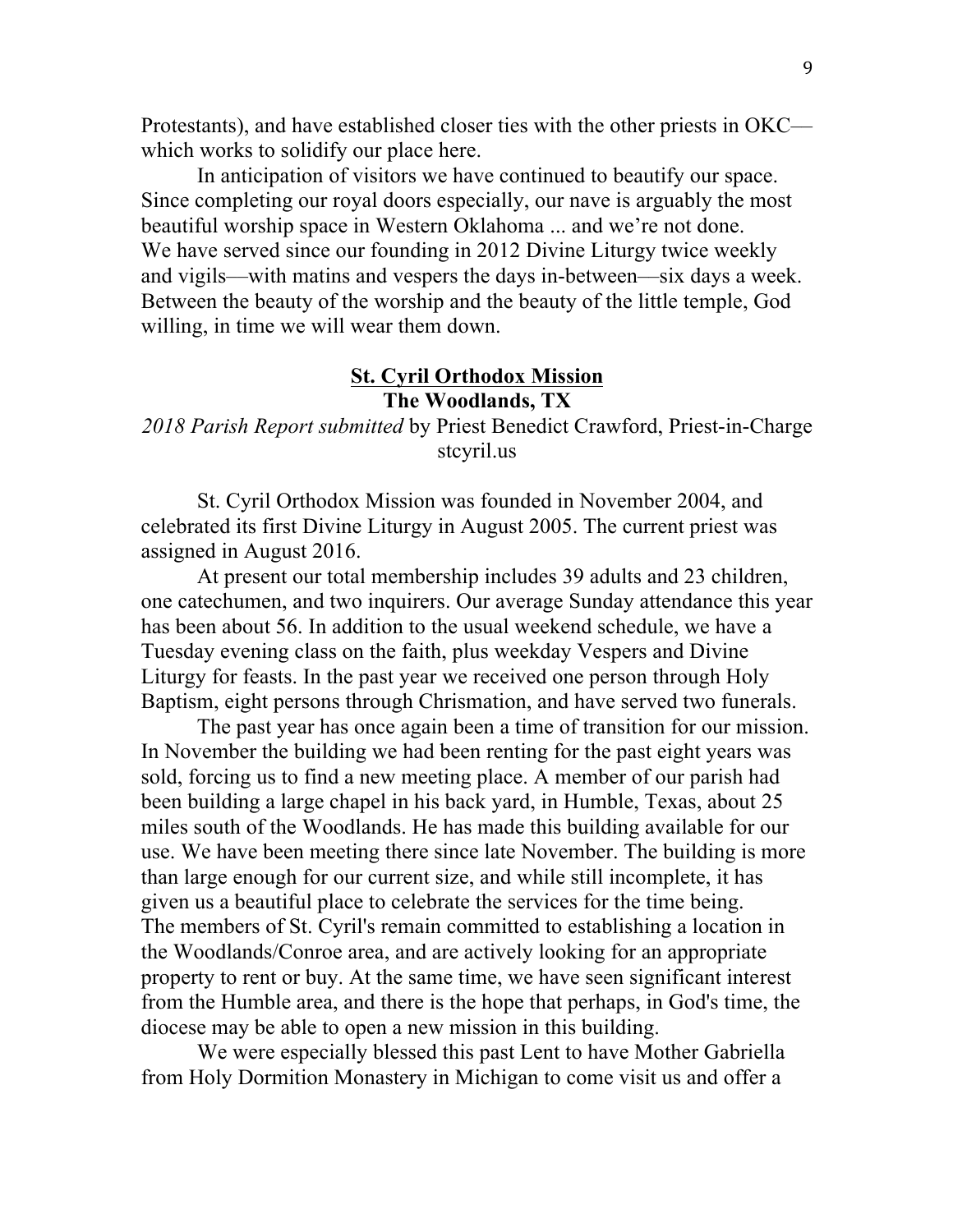Protestants), and have established closer ties with the other priests in OKC—which works to solidify our place here.

In anticipation of visitors we have continued to beautify our space. Since completing our royal doors especially, our nave is arguably the most beautiful worship space in Western Oklahoma ... and we're not done. We have served since our founding in 2012 Divine Liturgy twice weekly and vigils—with matins and vespers the days in-between—six days a week. Between the beauty of the worship and the beauty of the little temple, God willing, in time we will wear them down.

## St. Cyril Orthodox Mission
### The Woodlands, TX

*2018 Parish Report submitted* by Priest Benedict Crawford, Priest-in-Charge
stcyril.us

St. Cyril Orthodox Mission was founded in November 2004, and celebrated its first Divine Liturgy in August 2005. The current priest was assigned in August 2016.

At present our total membership includes 39 adults and 23 children, one catechumen, and two inquirers. Our average Sunday attendance this year has been about 56. In addition to the usual weekend schedule, we have a Tuesday evening class on the faith, plus weekday Vespers and Divine Liturgy for feasts. In the past year we received one person through Holy Baptism, eight persons through Chrismation, and have served two funerals.

The past year has once again been a time of transition for our mission. In November the building we had been renting for the past eight years was sold, forcing us to find a new meeting place. A member of our parish had been building a large chapel in his back yard, in Humble, Texas, about 25 miles south of the Woodlands. He has made this building available for our use. We have been meeting there since late November. The building is more than large enough for our current size, and while still incomplete, it has given us a beautiful place to celebrate the services for the time being. The members of St. Cyril's remain committed to establishing a location in the Woodlands/Conroe area, and are actively looking for an appropriate property to rent or buy. At the same time, we have seen significant interest from the Humble area, and there is the hope that perhaps, in God's time, the diocese may be able to open a new mission in this building.

We were especially blessed this past Lent to have Mother Gabriella from Holy Dormition Monastery in Michigan to come visit us and offer a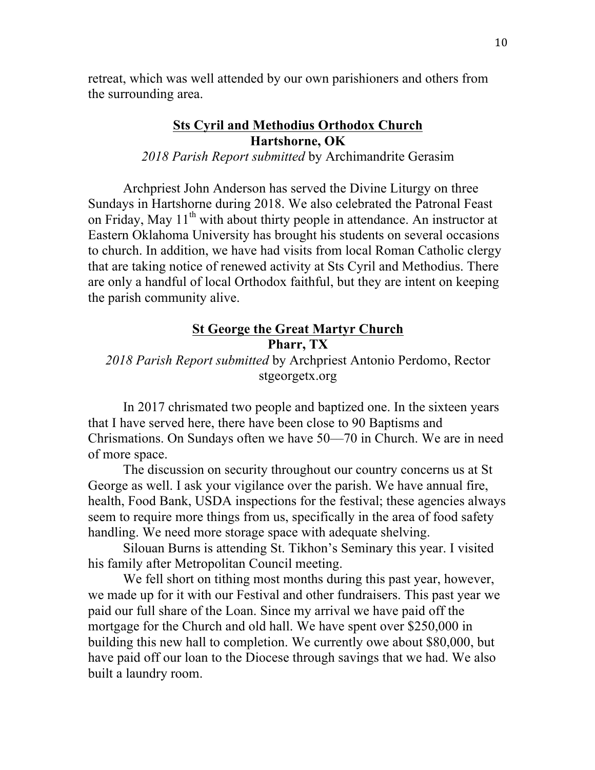retreat, which was well attended by our own parishioners and others from the surrounding area.

## Sts Cyril and Methodius Orthodox Church
### Hartshorne, OK

*2018 Parish Report submitted* by Archimandrite Gerasim

Archpriest John Anderson has served the Divine Liturgy on three Sundays in Hartshorne during 2018. We also celebrated the Patronal Feast on Friday, May 11th with about thirty people in attendance. An instructor at Eastern Oklahoma University has brought his students on several occasions to church. In addition, we have had visits from local Roman Catholic clergy that are taking notice of renewed activity at Sts Cyril and Methodius. There are only a handful of local Orthodox faithful, but they are intent on keeping the parish community alive.

## St George the Great Martyr Church
### Pharr, TX

*2018 Parish Report submitted* by Archpriest Antonio Perdomo, Rector
stgeorgetx.org

In 2017 chrismated two people and baptized one. In the sixteen years that I have served here, there have been close to 90 Baptisms and Chrismations. On Sundays often we have 50—70 in Church. We are in need of more space.

The discussion on security throughout our country concerns us at St George as well. I ask your vigilance over the parish. We have annual fire, health, Food Bank, USDA inspections for the festival; these agencies always seem to require more things from us, specifically in the area of food safety handling. We need more storage space with adequate shelving.

Silouan Burns is attending St. Tikhon's Seminary this year. I visited his family after Metropolitan Council meeting.

We fell short on tithing most months during this past year, however, we made up for it with our Festival and other fundraisers. This past year we paid our full share of the Loan. Since my arrival we have paid off the mortgage for the Church and old hall. We have spent over $250,000 in building this new hall to completion. We currently owe about $80,000, but have paid off our loan to the Diocese through savings that we had. We also built a laundry room.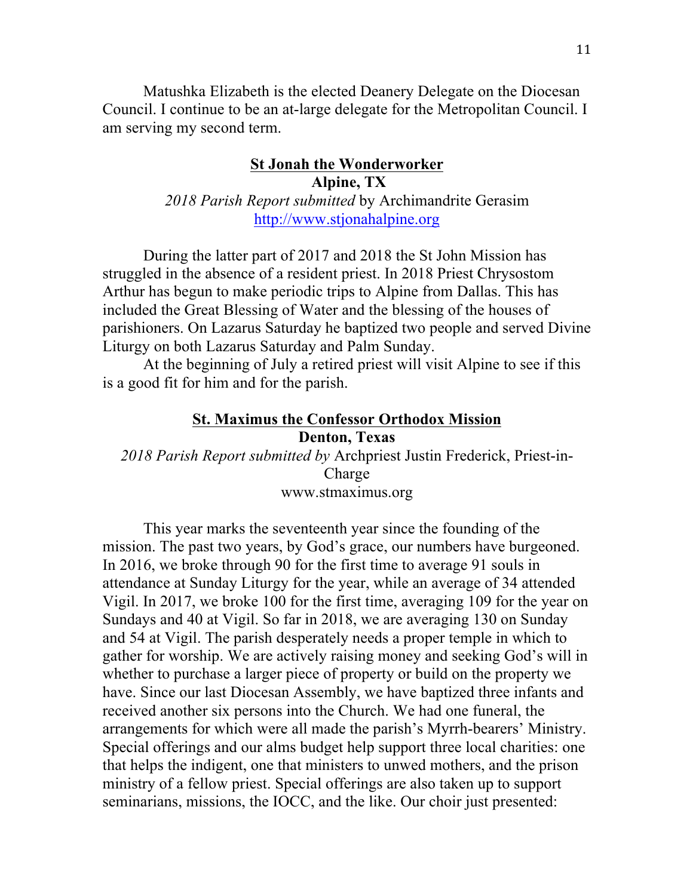Matushka Elizabeth is the elected Deanery Delegate on the Diocesan Council. I continue to be an at-large delegate for the Metropolitan Council. I am serving my second term.

## St Jonah the Wonderworker

**Alpine, TX**

*2018 Parish Report submitted* by Archimandrite Gerasim
http://www.stjonahalpine.org

During the latter part of 2017 and 2018 the St John Mission has struggled in the absence of a resident priest. In 2018 Priest Chrysostom Arthur has begun to make periodic trips to Alpine from Dallas. This has included the Great Blessing of Water and the blessing of the houses of parishioners. On Lazarus Saturday he baptized two people and served Divine Liturgy on both Lazarus Saturday and Palm Sunday.

At the beginning of July a retired priest will visit Alpine to see if this is a good fit for him and for the parish.

## St. Maximus the Confessor Orthodox Mission

**Denton, Texas**

*2018 Parish Report submitted by* Archpriest Justin Frederick, Priest-in-Charge
www.stmaximus.org

This year marks the seventeenth year since the founding of the mission. The past two years, by God's grace, our numbers have burgeoned. In 2016, we broke through 90 for the first time to average 91 souls in attendance at Sunday Liturgy for the year, while an average of 34 attended Vigil. In 2017, we broke 100 for the first time, averaging 109 for the year on Sundays and 40 at Vigil. So far in 2018, we are averaging 130 on Sunday and 54 at Vigil. The parish desperately needs a proper temple in which to gather for worship. We are actively raising money and seeking God's will in whether to purchase a larger piece of property or build on the property we have. Since our last Diocesan Assembly, we have baptized three infants and received another six persons into the Church. We had one funeral, the arrangements for which were all made the parish's Myrrh-bearers' Ministry. Special offerings and our alms budget help support three local charities: one that helps the indigent, one that ministers to unwed mothers, and the prison ministry of a fellow priest. Special offerings are also taken up to support seminarians, missions, the IOCC, and the like. Our choir just presented: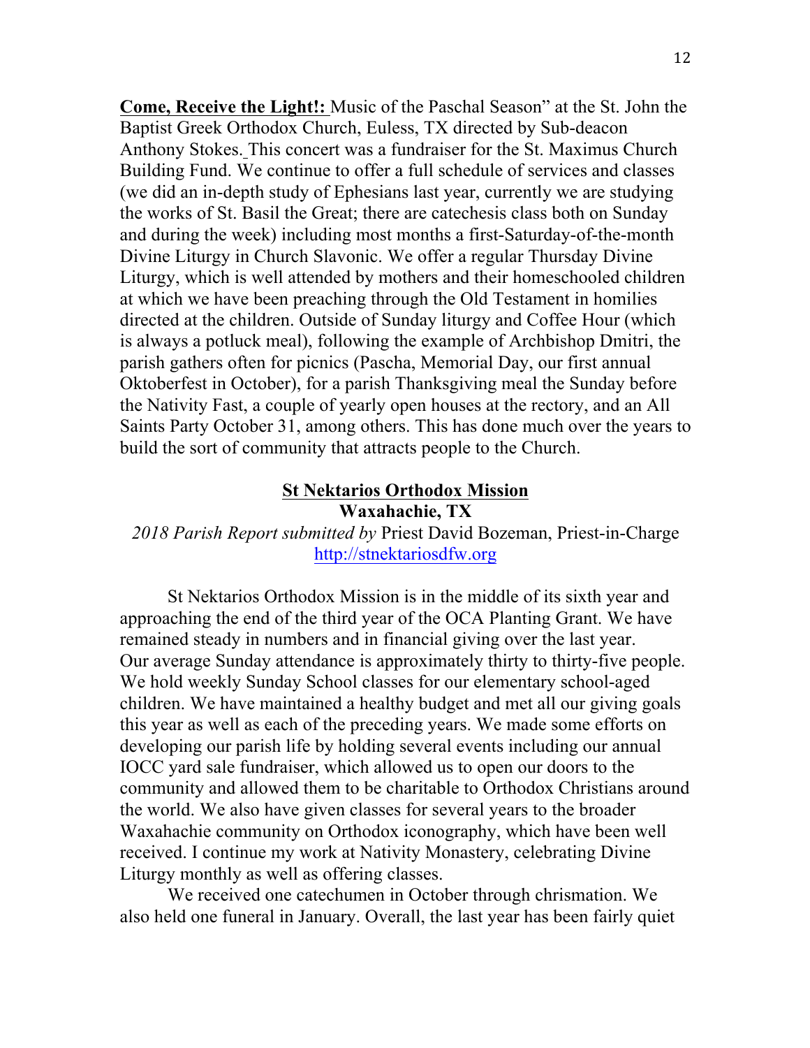**Come, Receive the Light!:** Music of the Paschal Season" at the St. John the Baptist Greek Orthodox Church, Euless, TX directed by Sub-deacon Anthony Stokes. This concert was a fundraiser for the St. Maximus Church Building Fund. We continue to offer a full schedule of services and classes (we did an in-depth study of Ephesians last year, currently we are studying the works of St. Basil the Great; there are catechesis class both on Sunday and during the week) including most months a first-Saturday-of-the-month Divine Liturgy in Church Slavonic. We offer a regular Thursday Divine Liturgy, which is well attended by mothers and their homeschooled children at which we have been preaching through the Old Testament in homilies directed at the children. Outside of Sunday liturgy and Coffee Hour (which is always a potluck meal), following the example of Archbishop Dmitri, the parish gathers often for picnics (Pascha, Memorial Day, our first annual Oktoberfest in October), for a parish Thanksgiving meal the Sunday before the Nativity Fast, a couple of yearly open houses at the rectory, and an All Saints Party October 31, among others. This has done much over the years to build the sort of community that attracts people to the Church.

## St Nektarios Orthodox Mission
### Waxahachie, TX

*2018 Parish Report submitted by* Priest David Bozeman, Priest-in-Charge
http://stnektariosdfw.org

St Nektarios Orthodox Mission is in the middle of its sixth year and approaching the end of the third year of the OCA Planting Grant. We have remained steady in numbers and in financial giving over the last year. Our average Sunday attendance is approximately thirty to thirty-five people. We hold weekly Sunday School classes for our elementary school-aged children. We have maintained a healthy budget and met all our giving goals this year as well as each of the preceding years. We made some efforts on developing our parish life by holding several events including our annual IOCC yard sale fundraiser, which allowed us to open our doors to the community and allowed them to be charitable to Orthodox Christians around the world. We also have given classes for several years to the broader Waxahachie community on Orthodox iconography, which have been well received. I continue my work at Nativity Monastery, celebrating Divine Liturgy monthly as well as offering classes.

We received one catechumen in October through chrismation. We also held one funeral in January. Overall, the last year has been fairly quiet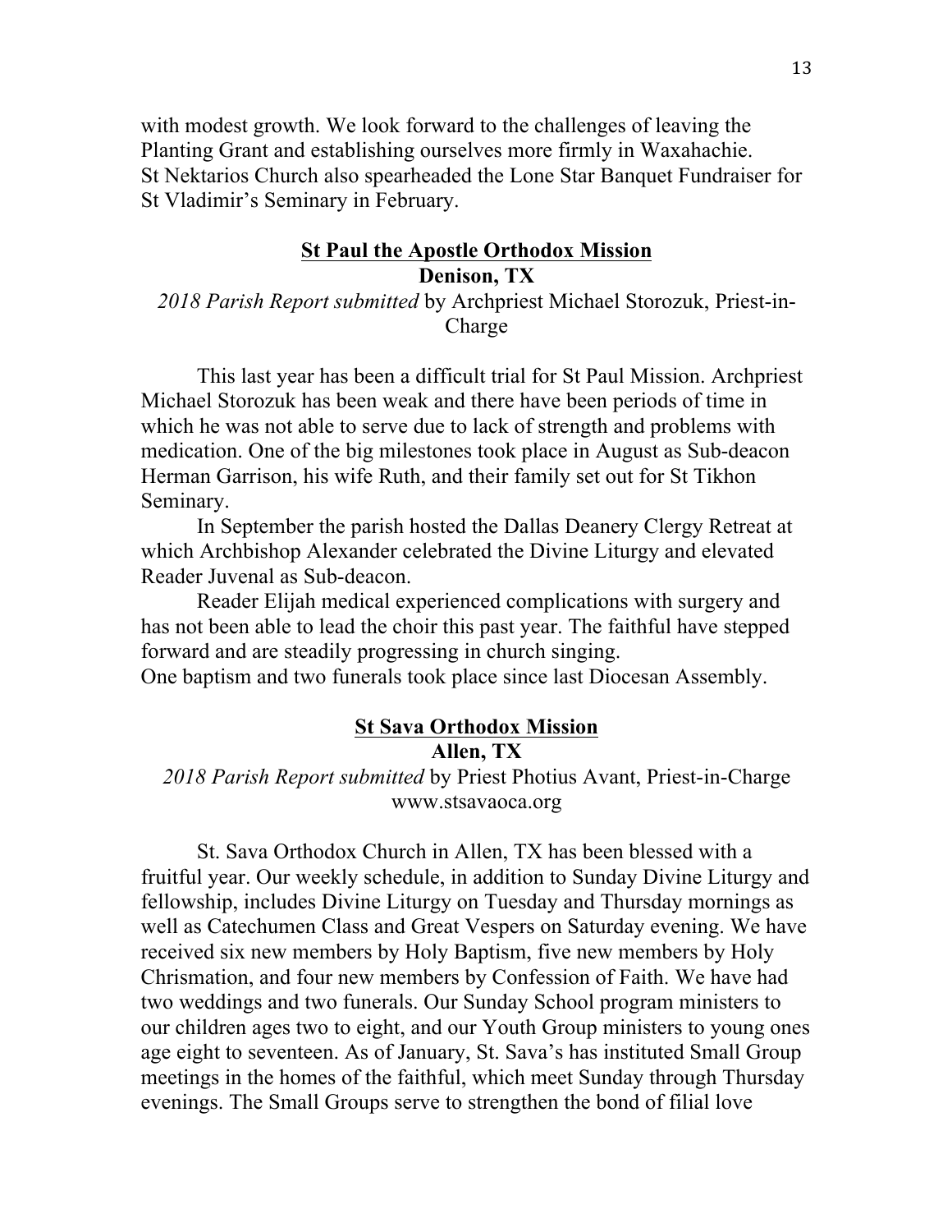with modest growth. We look forward to the challenges of leaving the Planting Grant and establishing ourselves more firmly in Waxahachie.
St Nektarios Church also spearheaded the Lone Star Banquet Fundraiser for St Vladimir's Seminary in February.

## St Paul the Apostle Orthodox Mission
### Denison, TX

*2018 Parish Report submitted* by Archpriest Michael Storozuk, Priest-in-Charge

This last year has been a difficult trial for St Paul Mission. Archpriest Michael Storozuk has been weak and there have been periods of time in which he was not able to serve due to lack of strength and problems with medication. One of the big milestones took place in August as Sub-deacon Herman Garrison, his wife Ruth, and their family set out for St Tikhon Seminary.

In September the parish hosted the Dallas Deanery Clergy Retreat at which Archbishop Alexander celebrated the Divine Liturgy and elevated Reader Juvenal as Sub-deacon.

Reader Elijah medical experienced complications with surgery and has not been able to lead the choir this past year. The faithful have stepped forward and are steadily progressing in church singing.
One baptism and two funerals took place since last Diocesan Assembly.

## St Sava Orthodox Mission
### Allen, TX

*2018 Parish Report submitted* by Priest Photius Avant, Priest-in-Charge
www.stsavaoca.org

St. Sava Orthodox Church in Allen, TX has been blessed with a fruitful year. Our weekly schedule, in addition to Sunday Divine Liturgy and fellowship, includes Divine Liturgy on Tuesday and Thursday mornings as well as Catechumen Class and Great Vespers on Saturday evening. We have received six new members by Holy Baptism, five new members by Holy Chrismation, and four new members by Confession of Faith. We have had two weddings and two funerals. Our Sunday School program ministers to our children ages two to eight, and our Youth Group ministers to young ones age eight to seventeen. As of January, St. Sava's has instituted Small Group meetings in the homes of the faithful, which meet Sunday through Thursday evenings. The Small Groups serve to strengthen the bond of filial love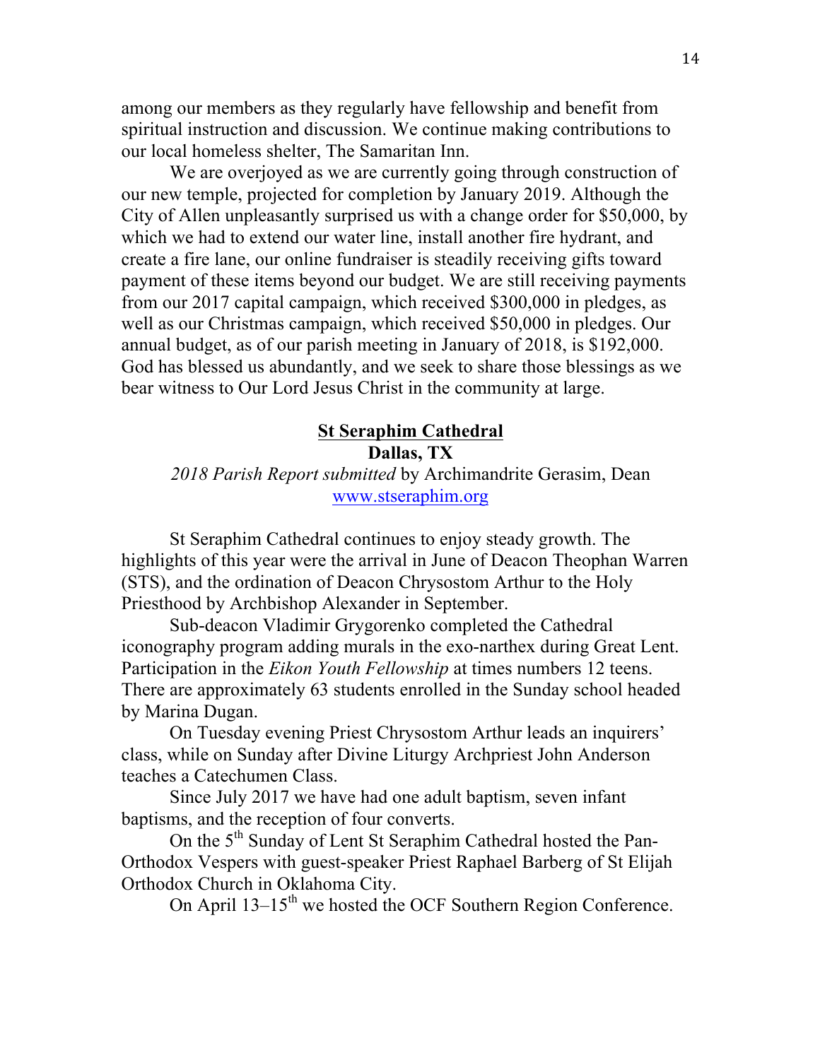among our members as they regularly have fellowship and benefit from spiritual instruction and discussion. We continue making contributions to our local homeless shelter, The Samaritan Inn.

We are overjoyed as we are currently going through construction of our new temple, projected for completion by January 2019. Although the City of Allen unpleasantly surprised us with a change order for $50,000, by which we had to extend our water line, install another fire hydrant, and create a fire lane, our online fundraiser is steadily receiving gifts toward payment of these items beyond our budget. We are still receiving payments from our 2017 capital campaign, which received $300,000 in pledges, as well as our Christmas campaign, which received $50,000 in pledges. Our annual budget, as of our parish meeting in January of 2018, is $192,000. God has blessed us abundantly, and we seek to share those blessings as we bear witness to Our Lord Jesus Christ in the community at large.

## St Seraphim Cathedral

**Dallas, TX**

*2018 Parish Report submitted* by Archimandrite Gerasim, Dean

www.stseraphim.org

St Seraphim Cathedral continues to enjoy steady growth. The highlights of this year were the arrival in June of Deacon Theophan Warren (STS), and the ordination of Deacon Chrysostom Arthur to the Holy Priesthood by Archbishop Alexander in September.

Sub-deacon Vladimir Grygorenko completed the Cathedral iconography program adding murals in the exo-narthex during Great Lent. Participation in the *Eikon Youth Fellowship* at times numbers 12 teens. There are approximately 63 students enrolled in the Sunday school headed by Marina Dugan.

On Tuesday evening Priest Chrysostom Arthur leads an inquirers' class, while on Sunday after Divine Liturgy Archpriest John Anderson teaches a Catechumen Class.

Since July 2017 we have had one adult baptism, seven infant baptisms, and the reception of four converts.

On the 5th Sunday of Lent St Seraphim Cathedral hosted the Pan-Orthodox Vespers with guest-speaker Priest Raphael Barberg of St Elijah Orthodox Church in Oklahoma City.

On April 13–15th we hosted the OCF Southern Region Conference.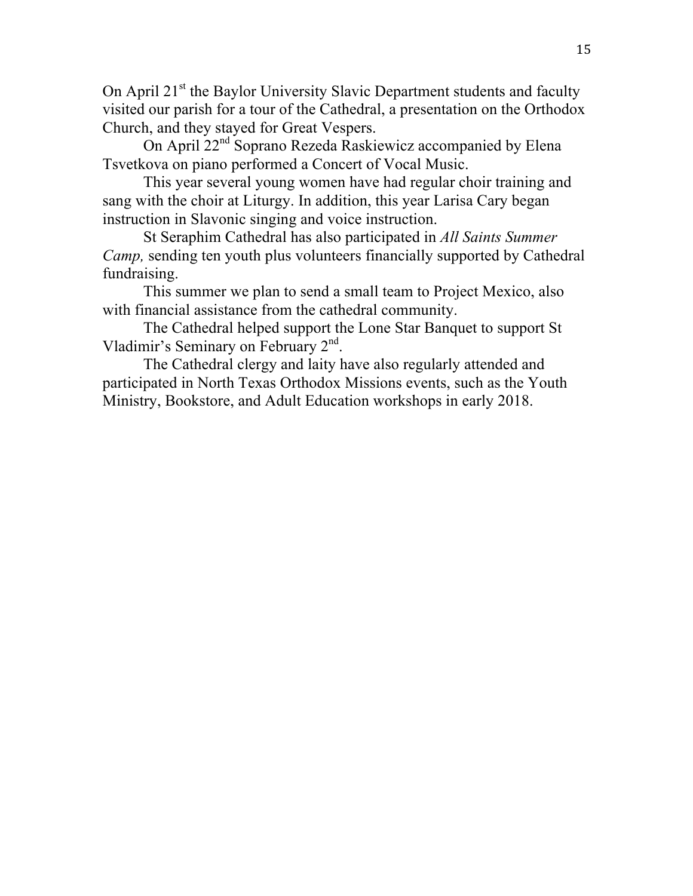On April 21st the Baylor University Slavic Department students and faculty visited our parish for a tour of the Cathedral, a presentation on the Orthodox Church, and they stayed for Great Vespers.

On April 22nd Soprano Rezeda Raskiewicz accompanied by Elena Tsvetkova on piano performed a Concert of Vocal Music.

This year several young women have had regular choir training and sang with the choir at Liturgy. In addition, this year Larisa Cary began instruction in Slavonic singing and voice instruction.

St Seraphim Cathedral has also participated in *All Saints Summer Camp,* sending ten youth plus volunteers financially supported by Cathedral fundraising.

This summer we plan to send a small team to Project Mexico, also with financial assistance from the cathedral community.

The Cathedral helped support the Lone Star Banquet to support St Vladimir's Seminary on February 2nd.

The Cathedral clergy and laity have also regularly attended and participated in North Texas Orthodox Missions events, such as the Youth Ministry, Bookstore, and Adult Education workshops in early 2018.